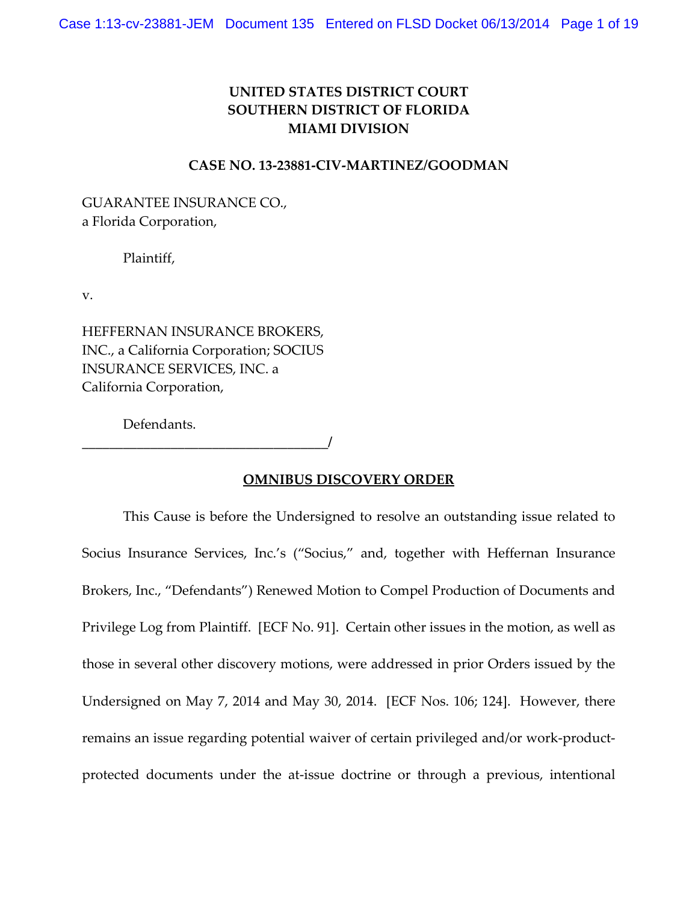**UNITED STATES DISTRICT COURT**
**SOUTHERN DISTRICT OF FLORIDA**
**MIAMI DIVISION**

**CASE NO. 13-23881-CIV-MARTINEZ/GOODMAN**

GUARANTEE INSURANCE CO.,
a Florida Corporation,

Plaintiff,

v.

HEFFERNAN INSURANCE BROKERS, INC., a California Corporation; SOCIUS INSURANCE SERVICES, INC. a California Corporation,

Defendants.
_________________________________/

**OMNIBUS DISCOVERY ORDER**

This Cause is before the Undersigned to resolve an outstanding issue related to Socius Insurance Services, Inc.'s ("Socius," and, together with Heffernan Insurance Brokers, Inc., "Defendants") Renewed Motion to Compel Production of Documents and Privilege Log from Plaintiff. [ECF No. 91]. Certain other issues in the motion, as well as those in several other discovery motions, were addressed in prior Orders issued by the Undersigned on May 7, 2014 and May 30, 2014. [ECF Nos. 106; 124]. However, there remains an issue regarding potential waiver of certain privileged and/or work-product-protected documents under the at-issue doctrine or through a previous, intentional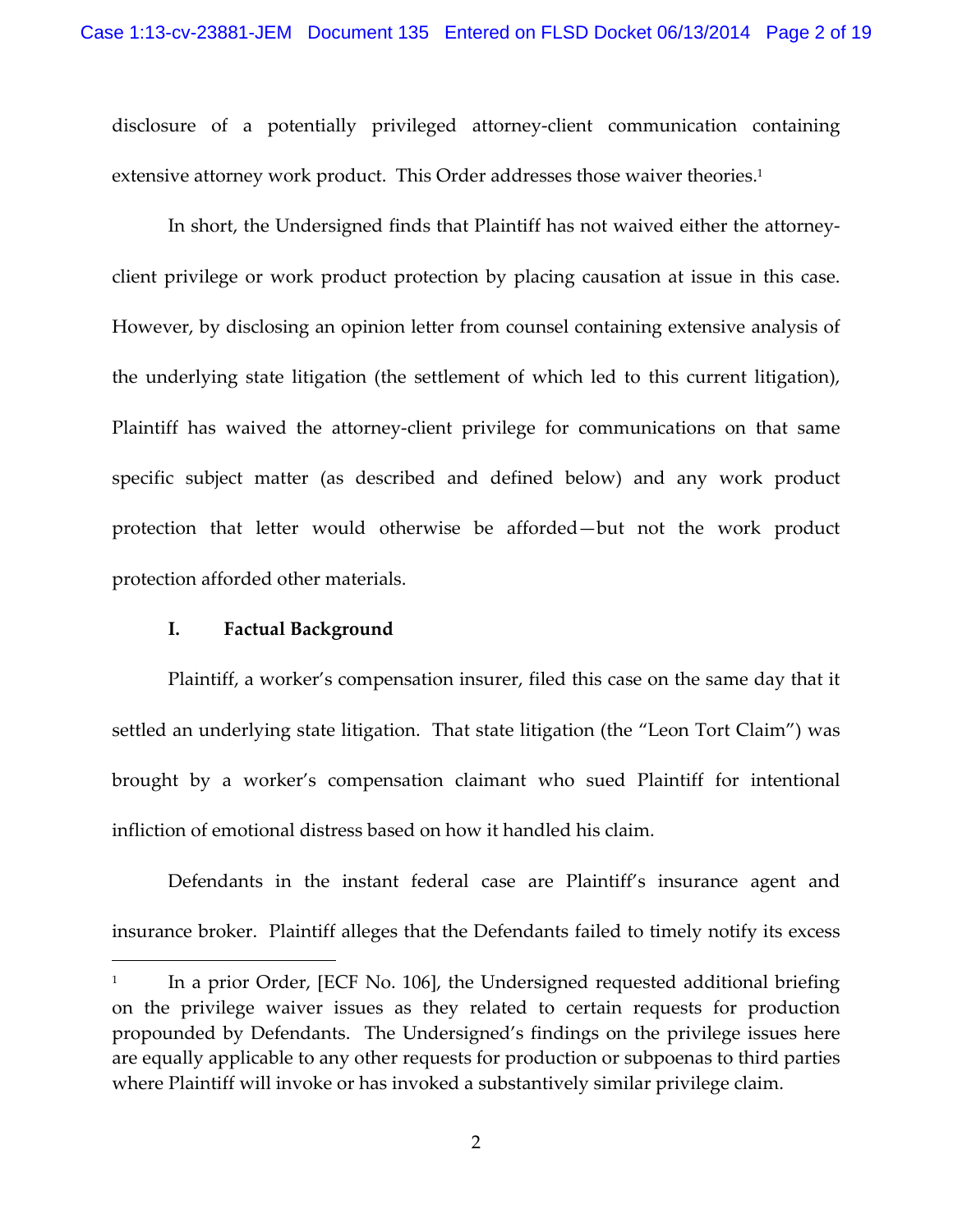disclosure of a potentially privileged attorney-client communication containing extensive attorney work product. This Order addresses those waiver theories.[1]

In short, the Undersigned finds that Plaintiff has not waived either the attorney-client privilege or work product protection by placing causation at issue in this case. However, by disclosing an opinion letter from counsel containing extensive analysis of the underlying state litigation (the settlement of which led to this current litigation), Plaintiff has waived the attorney-client privilege for communications on that same specific subject matter (as described and defined below) and any work product protection that letter would otherwise be afforded—but not the work product protection afforded other materials.

## I. Factual Background

Plaintiff, a worker's compensation insurer, filed this case on the same day that it settled an underlying state litigation. That state litigation (the "Leon Tort Claim") was brought by a worker's compensation claimant who sued Plaintiff for intentional infliction of emotional distress based on how it handled his claim.

Defendants in the instant federal case are Plaintiff's insurance agent and insurance broker. Plaintiff alleges that the Defendants failed to timely notify its excess

---

[1] In a prior Order, [ECF No. 106], the Undersigned requested additional briefing on the privilege waiver issues as they related to certain requests for production propounded by Defendants. The Undersigned's findings on the privilege issues here are equally applicable to any other requests for production or subpoenas to third parties where Plaintiff will invoke or has invoked a substantively similar privilege claim.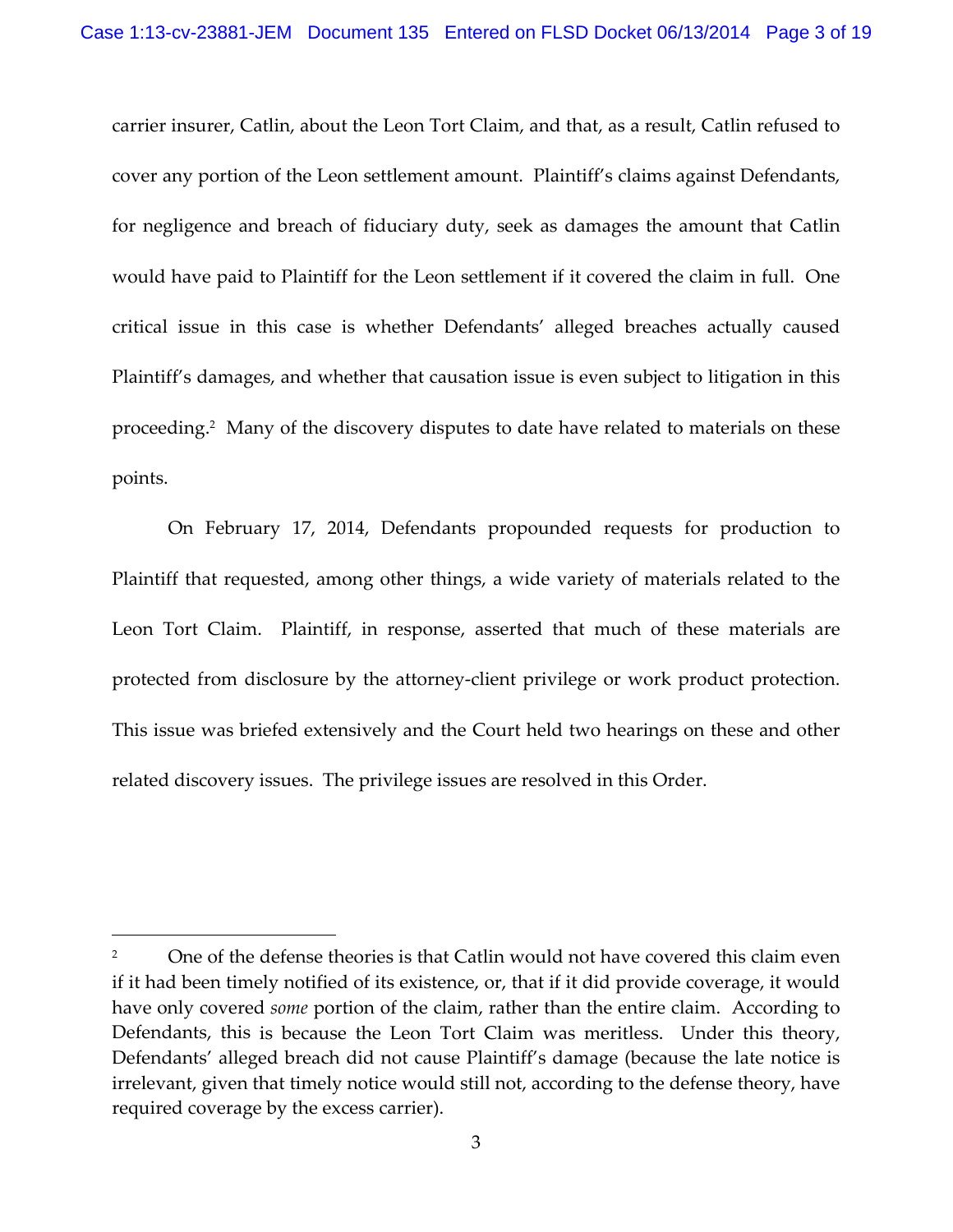carrier insurer, Catlin, about the Leon Tort Claim, and that, as a result, Catlin refused to cover any portion of the Leon settlement amount. Plaintiff's claims against Defendants, for negligence and breach of fiduciary duty, seek as damages the amount that Catlin would have paid to Plaintiff for the Leon settlement if it covered the claim in full. One critical issue in this case is whether Defendants' alleged breaches actually caused Plaintiff's damages, and whether that causation issue is even subject to litigation in this proceeding.[2] Many of the discovery disputes to date have related to materials on these points.

On February 17, 2014, Defendants propounded requests for production to Plaintiff that requested, among other things, a wide variety of materials related to the Leon Tort Claim. Plaintiff, in response, asserted that much of these materials are protected from disclosure by the attorney-client privilege or work product protection. This issue was briefed extensively and the Court held two hearings on these and other related discovery issues. The privilege issues are resolved in this Order.

---

[2] One of the defense theories is that Catlin would not have covered this claim even if it had been timely notified of its existence, or, that if it did provide coverage, it would have only covered *some* portion of the claim, rather than the entire claim. According to Defendants, this is because the Leon Tort Claim was meritless. Under this theory, Defendants' alleged breach did not cause Plaintiff's damage (because the late notice is irrelevant, given that timely notice would still not, according to the defense theory, have required coverage by the excess carrier).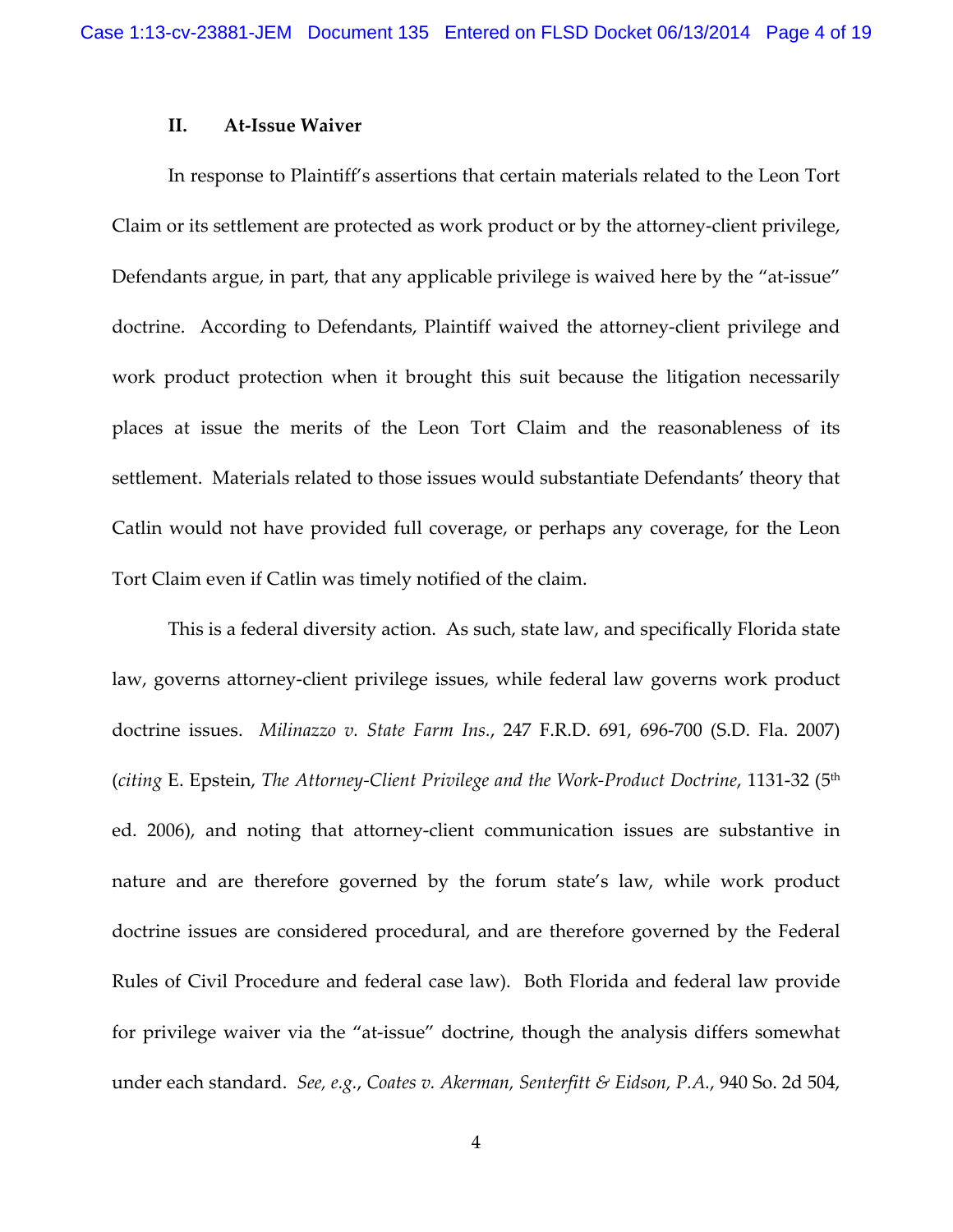## II. At-Issue Waiver

In response to Plaintiff's assertions that certain materials related to the Leon Tort Claim or its settlement are protected as work product or by the attorney-client privilege, Defendants argue, in part, that any applicable privilege is waived here by the "at-issue" doctrine. According to Defendants, Plaintiff waived the attorney-client privilege and work product protection when it brought this suit because the litigation necessarily places at issue the merits of the Leon Tort Claim and the reasonableness of its settlement. Materials related to those issues would substantiate Defendants' theory that Catlin would not have provided full coverage, or perhaps any coverage, for the Leon Tort Claim even if Catlin was timely notified of the claim.

This is a federal diversity action. As such, state law, and specifically Florida state law, governs attorney-client privilege issues, while federal law governs work product doctrine issues. *Milinazzo v. State Farm Ins.*, 247 F.R.D. 691, 696-700 (S.D. Fla. 2007) (*citing* E. Epstein, *The Attorney-Client Privilege and the Work-Product Doctrine*, 1131-32 (5th ed. 2006), and noting that attorney-client communication issues are substantive in nature and are therefore governed by the forum state's law, while work product doctrine issues are considered procedural, and are therefore governed by the Federal Rules of Civil Procedure and federal case law). Both Florida and federal law provide for privilege waiver via the "at-issue" doctrine, though the analysis differs somewhat under each standard. *See, e.g.*, *Coates v. Akerman, Senterfitt & Eidson, P.A.*, 940 So. 2d 504,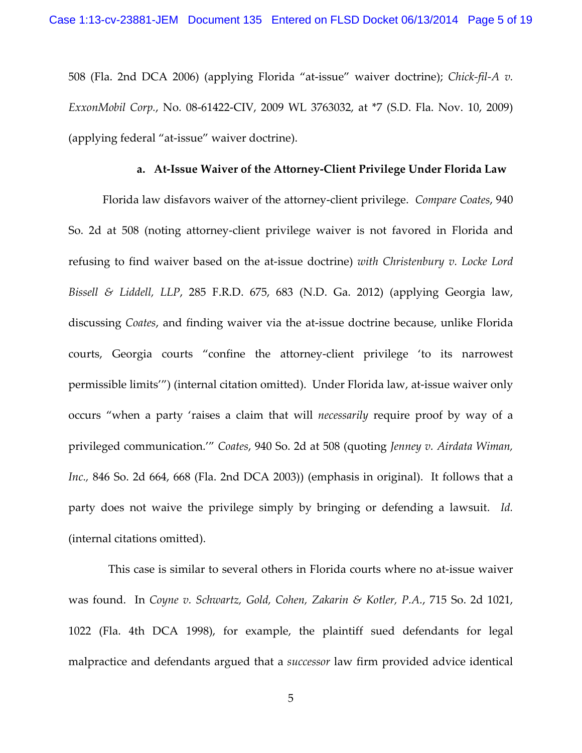508 (Fla. 2nd DCA 2006) (applying Florida "at-issue" waiver doctrine); *Chick-fil-A v. ExxonMobil Corp.*, No. 08-61422-CIV, 2009 WL 3763032, at *7 (S.D. Fla. Nov. 10, 2009) (applying federal "at-issue" waiver doctrine).

**a. At-Issue Waiver of the Attorney-Client Privilege Under Florida Law**

Florida law disfavors waiver of the attorney-client privilege. *Compare Coates*, 940 So. 2d at 508 (noting attorney-client privilege waiver is not favored in Florida and refusing to find waiver based on the at-issue doctrine) *with Christenbury v. Locke Lord Bissell & Liddell, LLP*, 285 F.R.D. 675, 683 (N.D. Ga. 2012) (applying Georgia law, discussing *Coates*, and finding waiver via the at-issue doctrine because, unlike Florida courts, Georgia courts "confine the attorney-client privilege 'to its narrowest permissible limits'") (internal citation omitted). Under Florida law, at-issue waiver only occurs "when a party 'raises a claim that will *necessarily* require proof by way of a privileged communication.'" *Coates*, 940 So. 2d at 508 (quoting *Jenney v. Airdata Wiman, Inc.*, 846 So. 2d 664, 668 (Fla. 2nd DCA 2003)) (emphasis in original). It follows that a party does not waive the privilege simply by bringing or defending a lawsuit. *Id.* (internal citations omitted).

This case is similar to several others in Florida courts where no at-issue waiver was found. In *Coyne v. Schwartz, Gold, Cohen, Zakarin & Kotler, P.A.*, 715 So. 2d 1021, 1022 (Fla. 4th DCA 1998), for example, the plaintiff sued defendants for legal malpractice and defendants argued that a *successor* law firm provided advice identical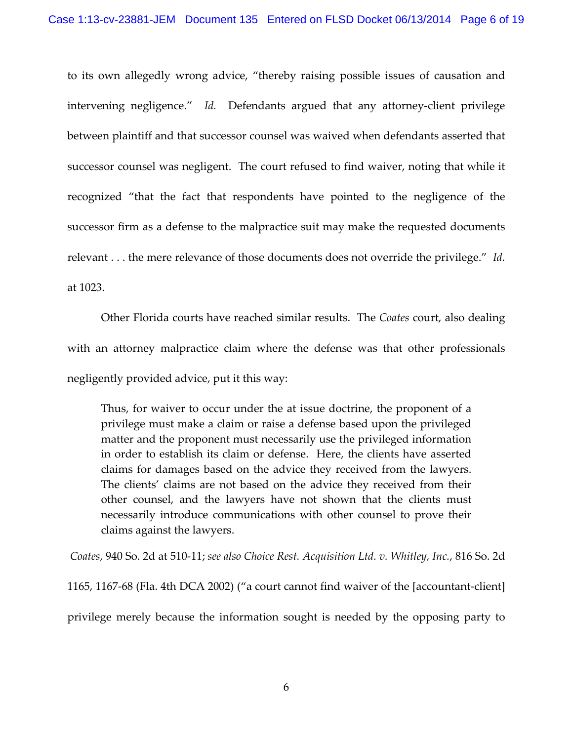to its own allegedly wrong advice, "thereby raising possible issues of causation and intervening negligence." *Id.* Defendants argued that any attorney-client privilege between plaintiff and that successor counsel was waived when defendants asserted that successor counsel was negligent. The court refused to find waiver, noting that while it recognized "that the fact that respondents have pointed to the negligence of the successor firm as a defense to the malpractice suit may make the requested documents relevant . . . the mere relevance of those documents does not override the privilege." *Id.* at 1023.

Other Florida courts have reached similar results. The *Coates* court, also dealing with an attorney malpractice claim where the defense was that other professionals negligently provided advice, put it this way:

> Thus, for waiver to occur under the at issue doctrine, the proponent of a privilege must make a claim or raise a defense based upon the privileged matter and the proponent must necessarily use the privileged information in order to establish its claim or defense. Here, the clients have asserted claims for damages based on the advice they received from the lawyers. The clients' claims are not based on the advice they received from their other counsel, and the lawyers have not shown that the clients must necessarily introduce communications with other counsel to prove their claims against the lawyers.

*Coates*, 940 So. 2d at 510-11; *see also Choice Rest. Acquisition Ltd. v. Whitley, Inc.*, 816 So. 2d 1165, 1167-68 (Fla. 4th DCA 2002) ("a court cannot find waiver of the [accountant-client] privilege merely because the information sought is needed by the opposing party to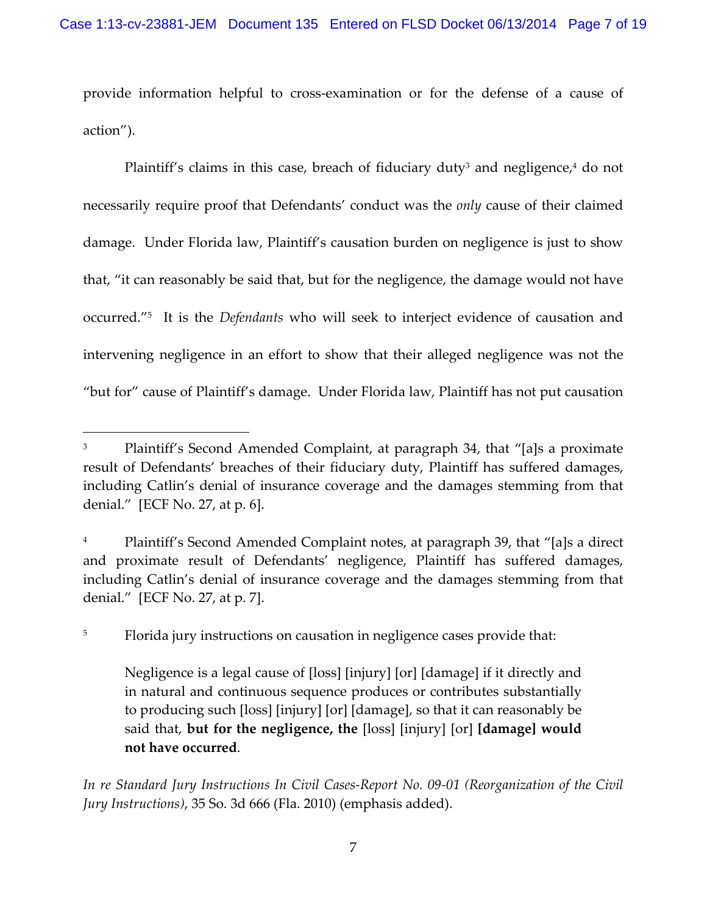provide information helpful to cross-examination or for the defense of a cause of action").

Plaintiff's claims in this case, breach of fiduciary duty[3] and negligence,[4] do not necessarily require proof that Defendants' conduct was the *only* cause of their claimed damage. Under Florida law, Plaintiff's causation burden on negligence is just to show that, "it can reasonably be said that, but for the negligence, the damage would not have occurred."[5] It is the *Defendants* who will seek to interject evidence of causation and intervening negligence in an effort to show that their alleged negligence was not the "but for" cause of Plaintiff's damage. Under Florida law, Plaintiff has not put causation

---

[3] Plaintiff's Second Amended Complaint, at paragraph 34, that "[a]s a proximate result of Defendants' breaches of their fiduciary duty, Plaintiff has suffered damages, including Catlin's denial of insurance coverage and the damages stemming from that denial." [ECF No. 27, at p. 6].

[4] Plaintiff's Second Amended Complaint notes, at paragraph 39, that "[a]s a direct and proximate result of Defendants' negligence, Plaintiff has suffered damages, including Catlin's denial of insurance coverage and the damages stemming from that denial." [ECF No. 27, at p. 7].

[5] Florida jury instructions on causation in negligence cases provide that:

> Negligence is a legal cause of [loss] [injury] [or] [damage] if it directly and in natural and continuous sequence produces or contributes substantially to producing such [loss] [injury] [or] [damage], so that it can reasonably be said that, **but for the negligence, the** [loss] [injury] [or] **[damage] would not have occurred**.

*In re Standard Jury Instructions In Civil Cases-Report No. 09-01 (Reorganization of the Civil Jury Instructions)*, 35 So. 3d 666 (Fla. 2010) (emphasis added).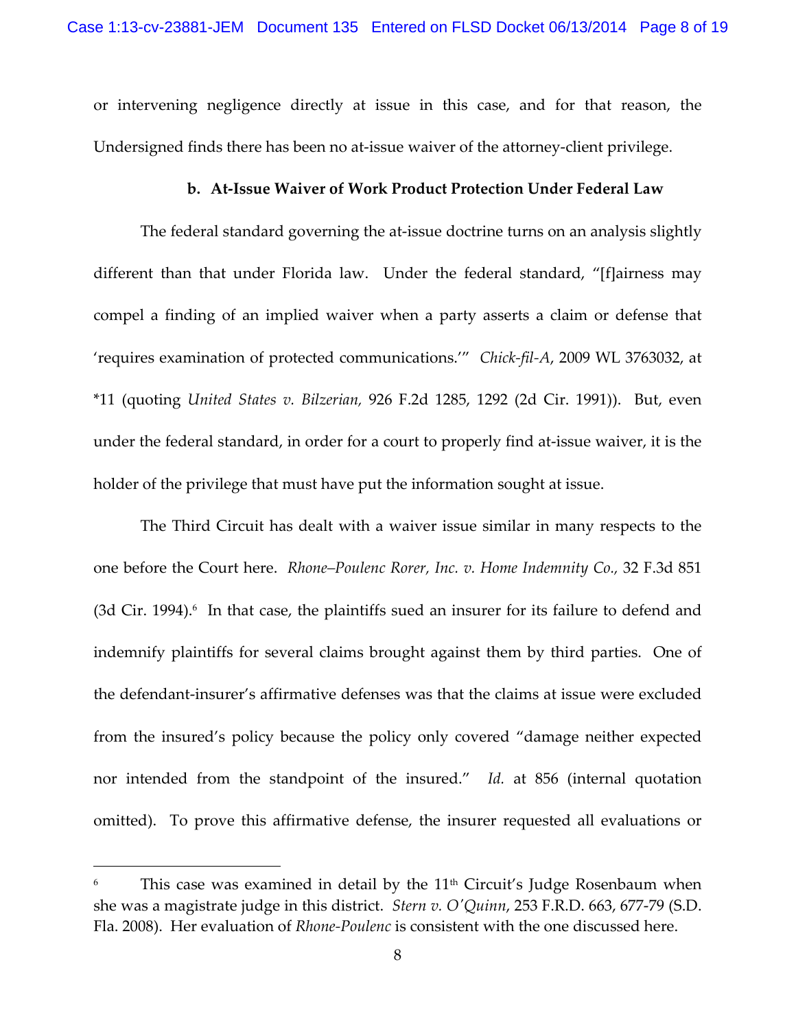or intervening negligence directly at issue in this case, and for that reason, the Undersigned finds there has been no at-issue waiver of the attorney-client privilege.

**b. At-Issue Waiver of Work Product Protection Under Federal Law**

The federal standard governing the at-issue doctrine turns on an analysis slightly different than that under Florida law. Under the federal standard, "[f]airness may compel a finding of an implied waiver when a party asserts a claim or defense that 'requires examination of protected communications.'" *Chick-fil-A*, 2009 WL 3763032, at *11 (quoting *United States v. Bilzerian,* 926 F.2d 1285, 1292 (2d Cir. 1991)). But, even under the federal standard, in order for a court to properly find at-issue waiver, it is the holder of the privilege that must have put the information sought at issue.

The Third Circuit has dealt with a waiver issue similar in many respects to the one before the Court here. *Rhone–Poulenc Rorer, Inc. v. Home Indemnity Co.,* 32 F.3d 851 (3d Cir. 1994).[6] In that case, the plaintiffs sued an insurer for its failure to defend and indemnify plaintiffs for several claims brought against them by third parties. One of the defendant-insurer's affirmative defenses was that the claims at issue were excluded from the insured's policy because the policy only covered "damage neither expected nor intended from the standpoint of the insured." *Id.* at 856 (internal quotation omitted). To prove this affirmative defense, the insurer requested all evaluations or

[6] This case was examined in detail by the 11th Circuit's Judge Rosenbaum when she was a magistrate judge in this district. *Stern v. O'Quinn*, 253 F.R.D. 663, 677-79 (S.D. Fla. 2008). Her evaluation of *Rhone-Poulenc* is consistent with the one discussed here.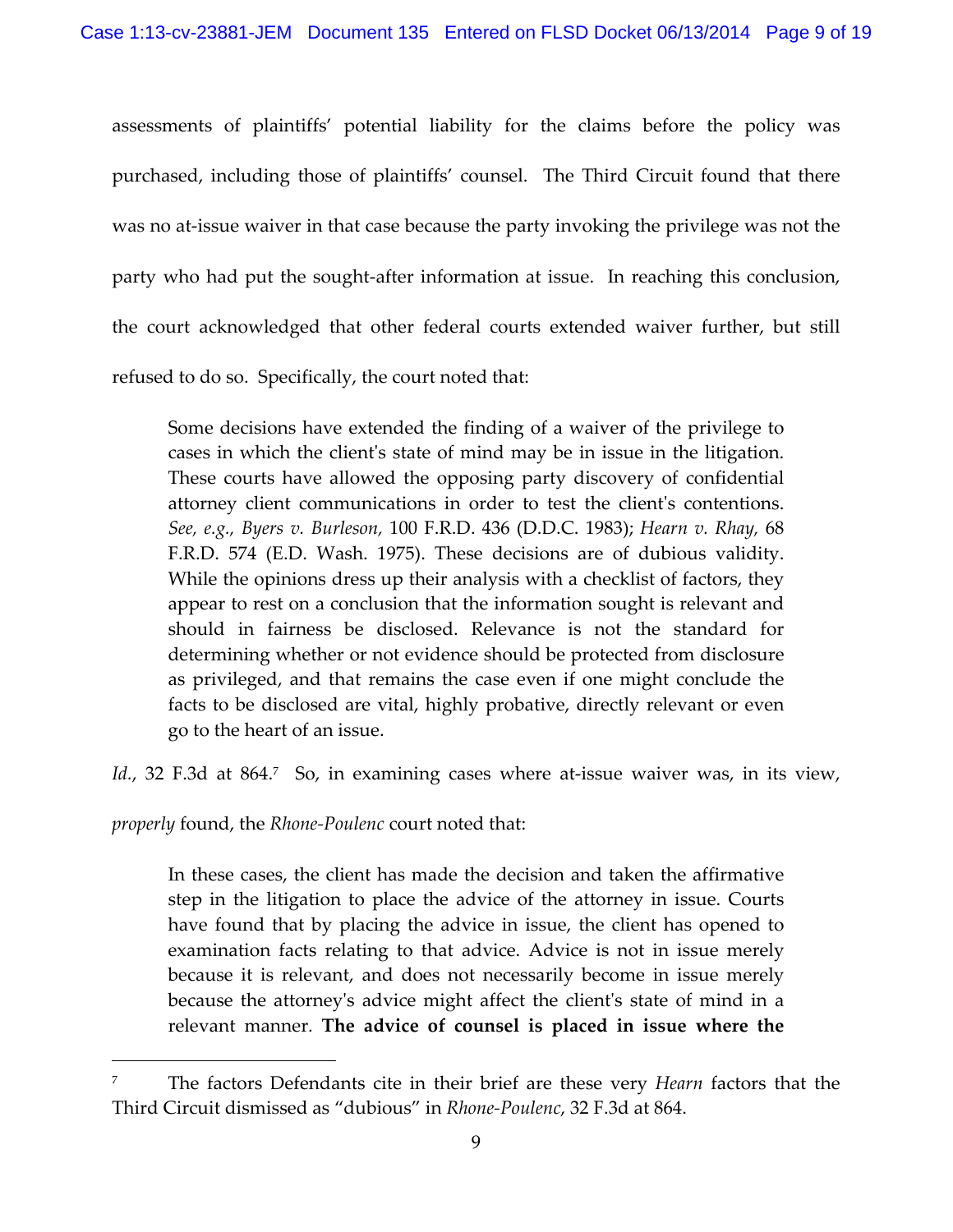assessments of plaintiffs' potential liability for the claims before the policy was purchased, including those of plaintiffs' counsel. The Third Circuit found that there was no at-issue waiver in that case because the party invoking the privilege was not the party who had put the sought-after information at issue. In reaching this conclusion, the court acknowledged that other federal courts extended waiver further, but still refused to do so. Specifically, the court noted that:

> Some decisions have extended the finding of a waiver of the privilege to cases in which the client's state of mind may be in issue in the litigation. These courts have allowed the opposing party discovery of confidential attorney client communications in order to test the client's contentions. *See, e.g., Byers v. Burleson,* 100 F.R.D. 436 (D.D.C. 1983); *Hearn v. Rhay,* 68 F.R.D. 574 (E.D. Wash. 1975). These decisions are of dubious validity. While the opinions dress up their analysis with a checklist of factors, they appear to rest on a conclusion that the information sought is relevant and should in fairness be disclosed. Relevance is not the standard for determining whether or not evidence should be protected from disclosure as privileged, and that remains the case even if one might conclude the facts to be disclosed are vital, highly probative, directly relevant or even go to the heart of an issue.

*Id.*, 32 F.3d at 864.[7] So, in examining cases where at-issue waiver was, in its view, *properly* found, the *Rhone-Poulenc* court noted that:

> In these cases, the client has made the decision and taken the affirmative step in the litigation to place the advice of the attorney in issue. Courts have found that by placing the advice in issue, the client has opened to examination facts relating to that advice. Advice is not in issue merely because it is relevant, and does not necessarily become in issue merely because the attorney's advice might affect the client's state of mind in a relevant manner. **The advice of counsel is placed in issue where the**

---

[7] The factors Defendants cite in their brief are these very *Hearn* factors that the Third Circuit dismissed as "dubious" in *Rhone-Poulenc*, 32 F.3d at 864.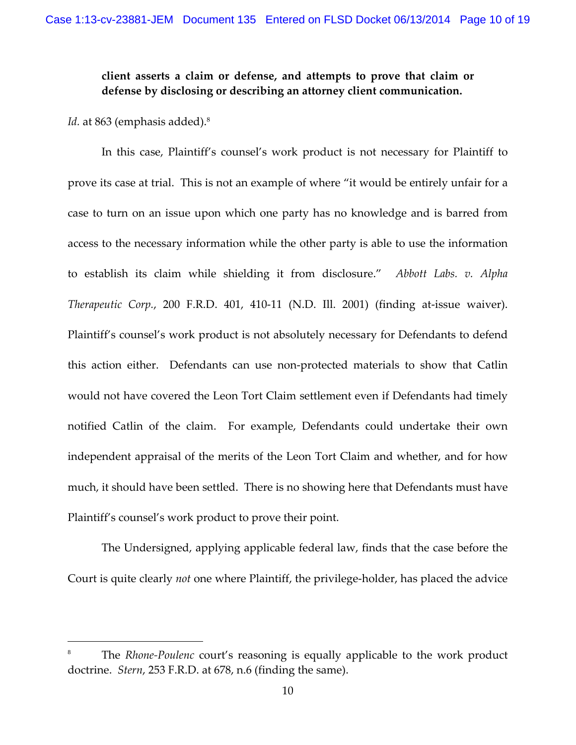**client asserts a claim or defense, and attempts to prove that claim or defense by disclosing or describing an attorney client communication.**

*Id.* at 863 (emphasis added).[8]

In this case, Plaintiff's counsel's work product is not necessary for Plaintiff to prove its case at trial. This is not an example of where "it would be entirely unfair for a case to turn on an issue upon which one party has no knowledge and is barred from access to the necessary information while the other party is able to use the information to establish its claim while shielding it from disclosure." *Abbott Labs. v. Alpha Therapeutic Corp.*, 200 F.R.D. 401, 410-11 (N.D. Ill. 2001) (finding at-issue waiver). Plaintiff's counsel's work product is not absolutely necessary for Defendants to defend this action either. Defendants can use non-protected materials to show that Catlin would not have covered the Leon Tort Claim settlement even if Defendants had timely notified Catlin of the claim. For example, Defendants could undertake their own independent appraisal of the merits of the Leon Tort Claim and whether, and for how much, it should have been settled. There is no showing here that Defendants must have Plaintiff's counsel's work product to prove their point.

The Undersigned, applying applicable federal law, finds that the case before the Court is quite clearly *not* one where Plaintiff, the privilege-holder, has placed the advice

---

[8] The *Rhone-Poulenc* court's reasoning is equally applicable to the work product doctrine. *Stern*, 253 F.R.D. at 678, n.6 (finding the same).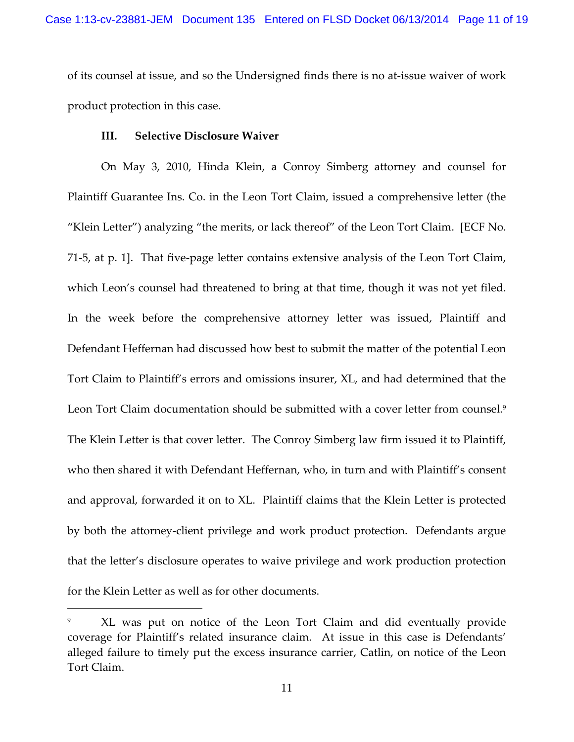of its counsel at issue, and so the Undersigned finds there is no at-issue waiver of work product protection in this case.

### III. Selective Disclosure Waiver

On May 3, 2010, Hinda Klein, a Conroy Simberg attorney and counsel for Plaintiff Guarantee Ins. Co. in the Leon Tort Claim, issued a comprehensive letter (the "Klein Letter") analyzing "the merits, or lack thereof" of the Leon Tort Claim. [ECF No. 71-5, at p. 1]. That five-page letter contains extensive analysis of the Leon Tort Claim, which Leon's counsel had threatened to bring at that time, though it was not yet filed. In the week before the comprehensive attorney letter was issued, Plaintiff and Defendant Heffernan had discussed how best to submit the matter of the potential Leon Tort Claim to Plaintiff's errors and omissions insurer, XL, and had determined that the Leon Tort Claim documentation should be submitted with a cover letter from counsel.[9] The Klein Letter is that cover letter. The Conroy Simberg law firm issued it to Plaintiff, who then shared it with Defendant Heffernan, who, in turn and with Plaintiff's consent and approval, forwarded it on to XL. Plaintiff claims that the Klein Letter is protected by both the attorney-client privilege and work product protection. Defendants argue that the letter's disclosure operates to waive privilege and work production protection for the Klein Letter as well as for other documents.

---

[9] XL was put on notice of the Leon Tort Claim and did eventually provide coverage for Plaintiff's related insurance claim. At issue in this case is Defendants' alleged failure to timely put the excess insurance carrier, Catlin, on notice of the Leon Tort Claim.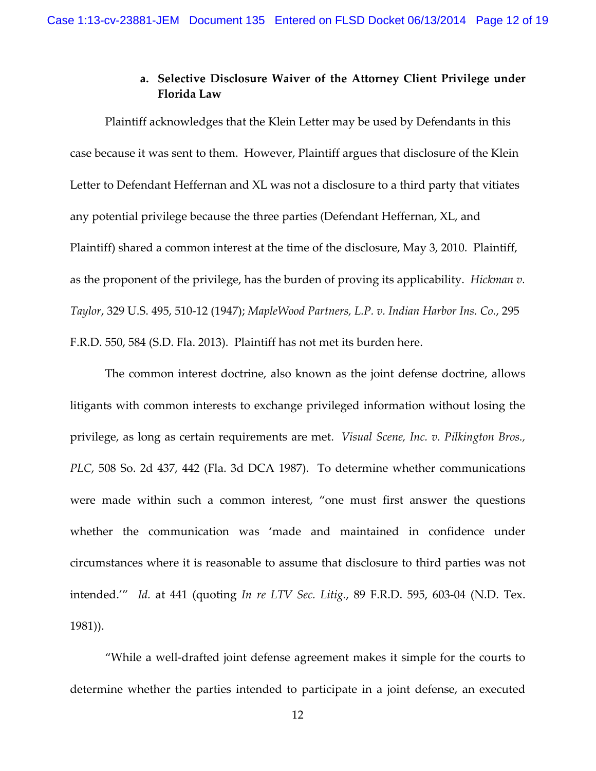### a. Selective Disclosure Waiver of the Attorney Client Privilege under Florida Law

Plaintiff acknowledges that the Klein Letter may be used by Defendants in this case because it was sent to them. However, Plaintiff argues that disclosure of the Klein Letter to Defendant Heffernan and XL was not a disclosure to a third party that vitiates any potential privilege because the three parties (Defendant Heffernan, XL, and Plaintiff) shared a common interest at the time of the disclosure, May 3, 2010. Plaintiff, as the proponent of the privilege, has the burden of proving its applicability. *Hickman v. Taylor*, 329 U.S. 495, 510-12 (1947); *MapleWood Partners, L.P. v. Indian Harbor Ins. Co.*, 295 F.R.D. 550, 584 (S.D. Fla. 2013). Plaintiff has not met its burden here.

The common interest doctrine, also known as the joint defense doctrine, allows litigants with common interests to exchange privileged information without losing the privilege, as long as certain requirements are met. *Visual Scene, Inc. v. Pilkington Bros., PLC*, 508 So. 2d 437, 442 (Fla. 3d DCA 1987). To determine whether communications were made within such a common interest, "one must first answer the questions whether the communication was 'made and maintained in confidence under circumstances where it is reasonable to assume that disclosure to third parties was not intended.'" *Id.* at 441 (quoting *In re LTV Sec. Litig.*, 89 F.R.D. 595, 603-04 (N.D. Tex. 1981)).

"While a well-drafted joint defense agreement makes it simple for the courts to determine whether the parties intended to participate in a joint defense, an executed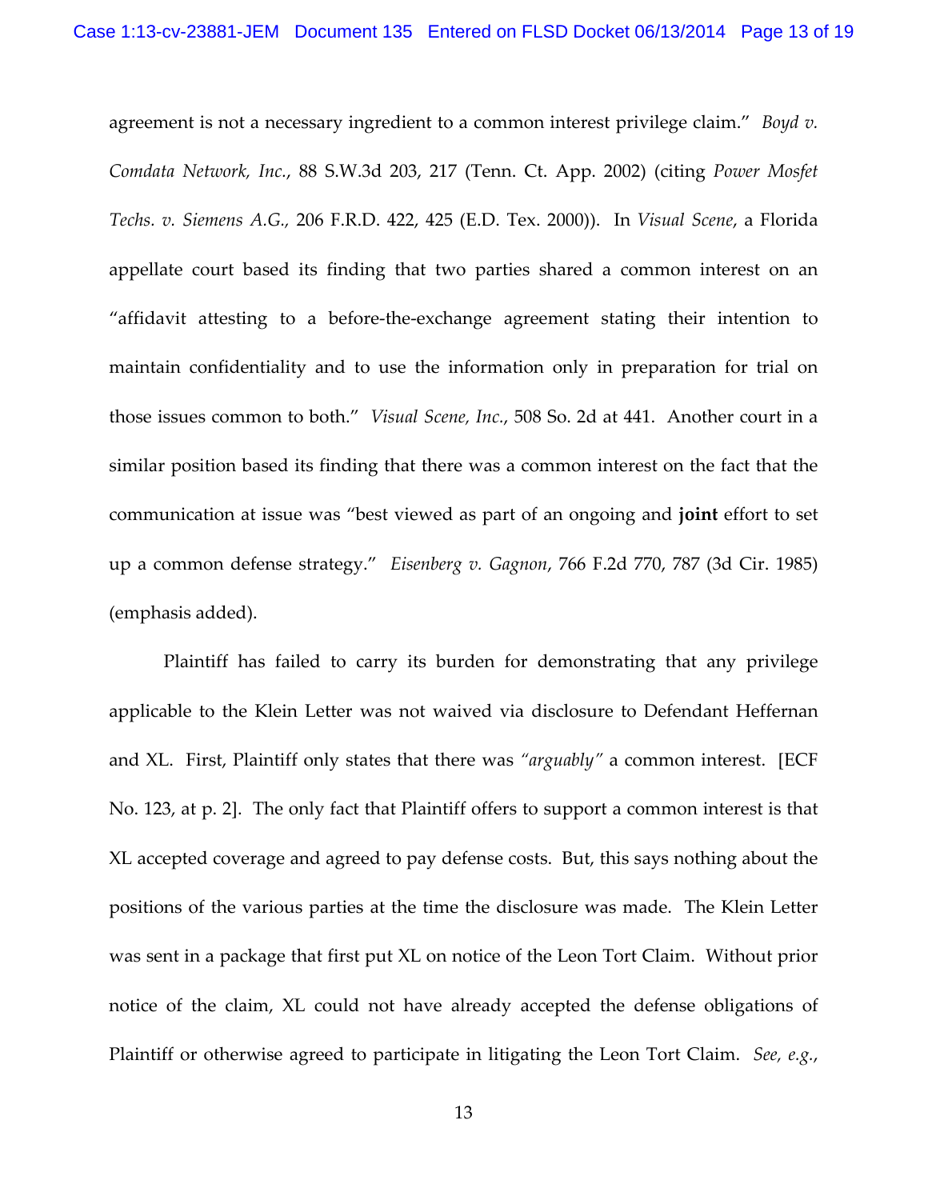agreement is not a necessary ingredient to a common interest privilege claim." *Boyd v. Comdata Network, Inc.*, 88 S.W.3d 203, 217 (Tenn. Ct. App. 2002) (citing *Power Mosfet Techs. v. Siemens A.G.*, 206 F.R.D. 422, 425 (E.D. Tex. 2000)). In *Visual Scene*, a Florida appellate court based its finding that two parties shared a common interest on an "affidavit attesting to a before-the-exchange agreement stating their intention to maintain confidentiality and to use the information only in preparation for trial on those issues common to both." *Visual Scene, Inc.*, 508 So. 2d at 441. Another court in a similar position based its finding that there was a common interest on the fact that the communication at issue was "best viewed as part of an ongoing and **joint** effort to set up a common defense strategy." *Eisenberg v. Gagnon*, 766 F.2d 770, 787 (3d Cir. 1985) (emphasis added).

Plaintiff has failed to carry its burden for demonstrating that any privilege applicable to the Klein Letter was not waived via disclosure to Defendant Heffernan and XL. First, Plaintiff only states that there was *"arguably"* a common interest. [ECF No. 123, at p. 2]. The only fact that Plaintiff offers to support a common interest is that XL accepted coverage and agreed to pay defense costs. But, this says nothing about the positions of the various parties at the time the disclosure was made. The Klein Letter was sent in a package that first put XL on notice of the Leon Tort Claim. Without prior notice of the claim, XL could not have already accepted the defense obligations of Plaintiff or otherwise agreed to participate in litigating the Leon Tort Claim. *See, e.g.*,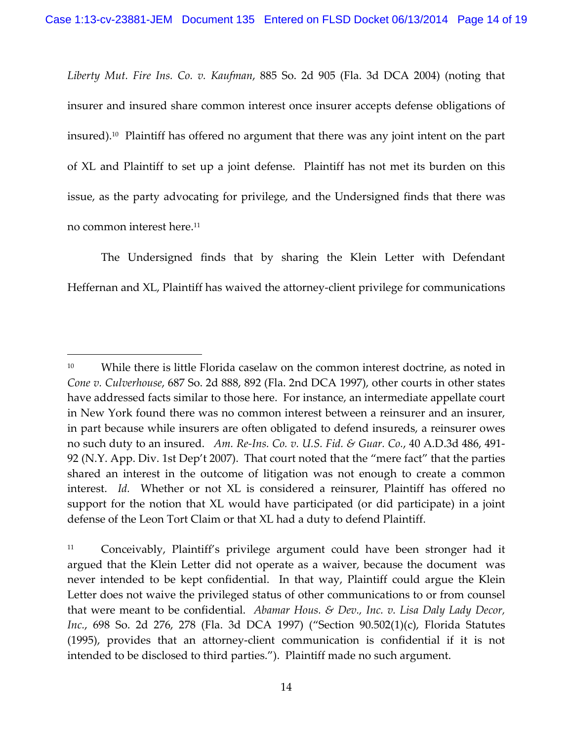*Liberty Mut. Fire Ins. Co. v. Kaufman*, 885 So. 2d 905 (Fla. 3d DCA 2004) (noting that insurer and insured share common interest once insurer accepts defense obligations of insured).[10] Plaintiff has offered no argument that there was any joint intent on the part of XL and Plaintiff to set up a joint defense. Plaintiff has not met its burden on this issue, as the party advocating for privilege, and the Undersigned finds that there was no common interest here.[11]

The Undersigned finds that by sharing the Klein Letter with Defendant Heffernan and XL, Plaintiff has waived the attorney-client privilege for communications

---

[10] While there is little Florida caselaw on the common interest doctrine, as noted in *Cone v. Culverhouse*, 687 So. 2d 888, 892 (Fla. 2nd DCA 1997), other courts in other states have addressed facts similar to those here. For instance, an intermediate appellate court in New York found there was no common interest between a reinsurer and an insurer, in part because while insurers are often obligated to defend insureds, a reinsurer owes no such duty to an insured. *Am. Re-Ins. Co. v. U.S. Fid. & Guar. Co.*, 40 A.D.3d 486, 491-92 (N.Y. App. Div. 1st Dep't 2007). That court noted that the "mere fact" that the parties shared an interest in the outcome of litigation was not enough to create a common interest. *Id.* Whether or not XL is considered a reinsurer, Plaintiff has offered no support for the notion that XL would have participated (or did participate) in a joint defense of the Leon Tort Claim or that XL had a duty to defend Plaintiff.

[11] Conceivably, Plaintiff's privilege argument could have been stronger had it argued that the Klein Letter did not operate as a waiver, because the document was never intended to be kept confidential. In that way, Plaintiff could argue the Klein Letter does not waive the privileged status of other communications to or from counsel that were meant to be confidential. *Abamar Hous. & Dev., Inc. v. Lisa Daly Lady Decor, Inc.*, 698 So. 2d 276, 278 (Fla. 3d DCA 1997) ("Section 90.502(1)(c), Florida Statutes (1995), provides that an attorney-client communication is confidential if it is not intended to be disclosed to third parties."). Plaintiff made no such argument.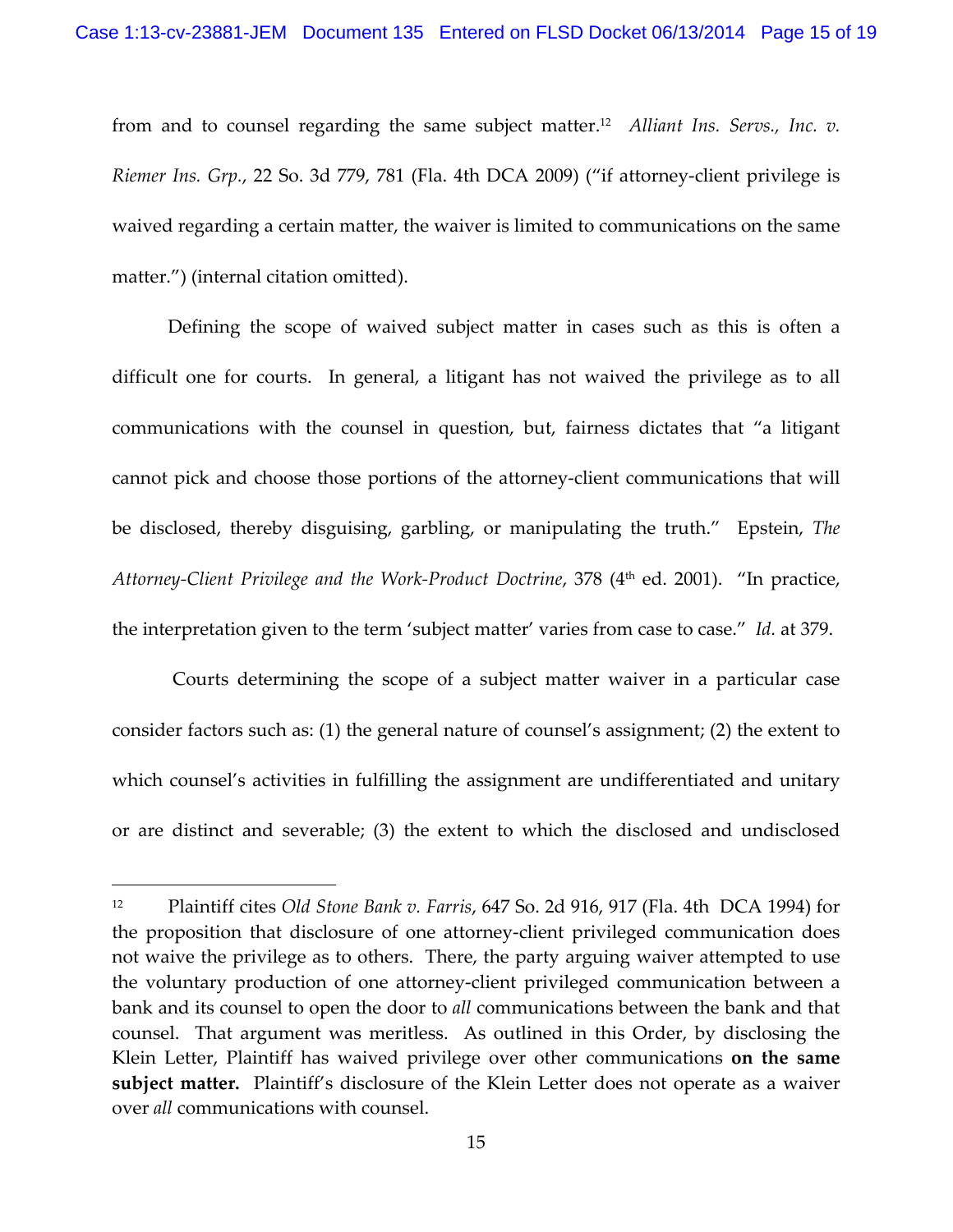from and to counsel regarding the same subject matter.[12] *Alliant Ins. Servs., Inc. v. Riemer Ins. Grp.*, 22 So. 3d 779, 781 (Fla. 4th DCA 2009) ("if attorney-client privilege is waived regarding a certain matter, the waiver is limited to communications on the same matter.") (internal citation omitted).

Defining the scope of waived subject matter in cases such as this is often a difficult one for courts. In general, a litigant has not waived the privilege as to all communications with the counsel in question, but, fairness dictates that "a litigant cannot pick and choose those portions of the attorney-client communications that will be disclosed, thereby disguising, garbling, or manipulating the truth." Epstein, *The Attorney-Client Privilege and the Work-Product Doctrine*, 378 (4th ed. 2001). "In practice, the interpretation given to the term 'subject matter' varies from case to case." *Id.* at 379.

Courts determining the scope of a subject matter waiver in a particular case consider factors such as: (1) the general nature of counsel's assignment; (2) the extent to which counsel's activities in fulfilling the assignment are undifferentiated and unitary or are distinct and severable; (3) the extent to which the disclosed and undisclosed

---

[12] Plaintiff cites *Old Stone Bank v. Farris*, 647 So. 2d 916, 917 (Fla. 4th DCA 1994) for the proposition that disclosure of one attorney-client privileged communication does not waive the privilege as to others. There, the party arguing waiver attempted to use the voluntary production of one attorney-client privileged communication between a bank and its counsel to open the door to *all* communications between the bank and that counsel. That argument was meritless. As outlined in this Order, by disclosing the Klein Letter, Plaintiff has waived privilege over other communications **on the same subject matter.** Plaintiff's disclosure of the Klein Letter does not operate as a waiver over *all* communications with counsel.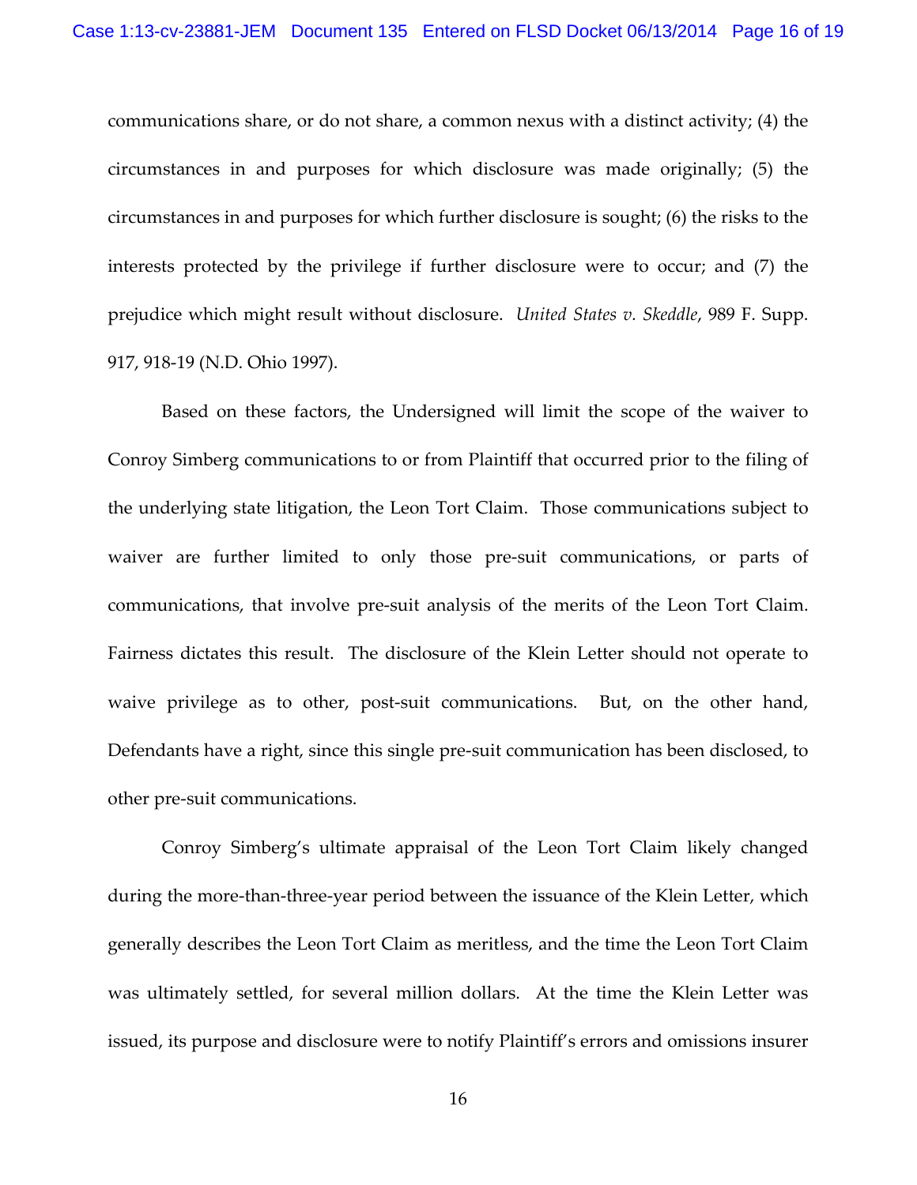communications share, or do not share, a common nexus with a distinct activity; (4) the circumstances in and purposes for which disclosure was made originally; (5) the circumstances in and purposes for which further disclosure is sought; (6) the risks to the interests protected by the privilege if further disclosure were to occur; and (7) the prejudice which might result without disclosure. *United States v. Skeddle*, 989 F. Supp. 917, 918-19 (N.D. Ohio 1997).

Based on these factors, the Undersigned will limit the scope of the waiver to Conroy Simberg communications to or from Plaintiff that occurred prior to the filing of the underlying state litigation, the Leon Tort Claim. Those communications subject to waiver are further limited to only those pre-suit communications, or parts of communications, that involve pre-suit analysis of the merits of the Leon Tort Claim. Fairness dictates this result. The disclosure of the Klein Letter should not operate to waive privilege as to other, post-suit communications. But, on the other hand, Defendants have a right, since this single pre-suit communication has been disclosed, to other pre-suit communications.

Conroy Simberg's ultimate appraisal of the Leon Tort Claim likely changed during the more-than-three-year period between the issuance of the Klein Letter, which generally describes the Leon Tort Claim as meritless, and the time the Leon Tort Claim was ultimately settled, for several million dollars. At the time the Klein Letter was issued, its purpose and disclosure were to notify Plaintiff's errors and omissions insurer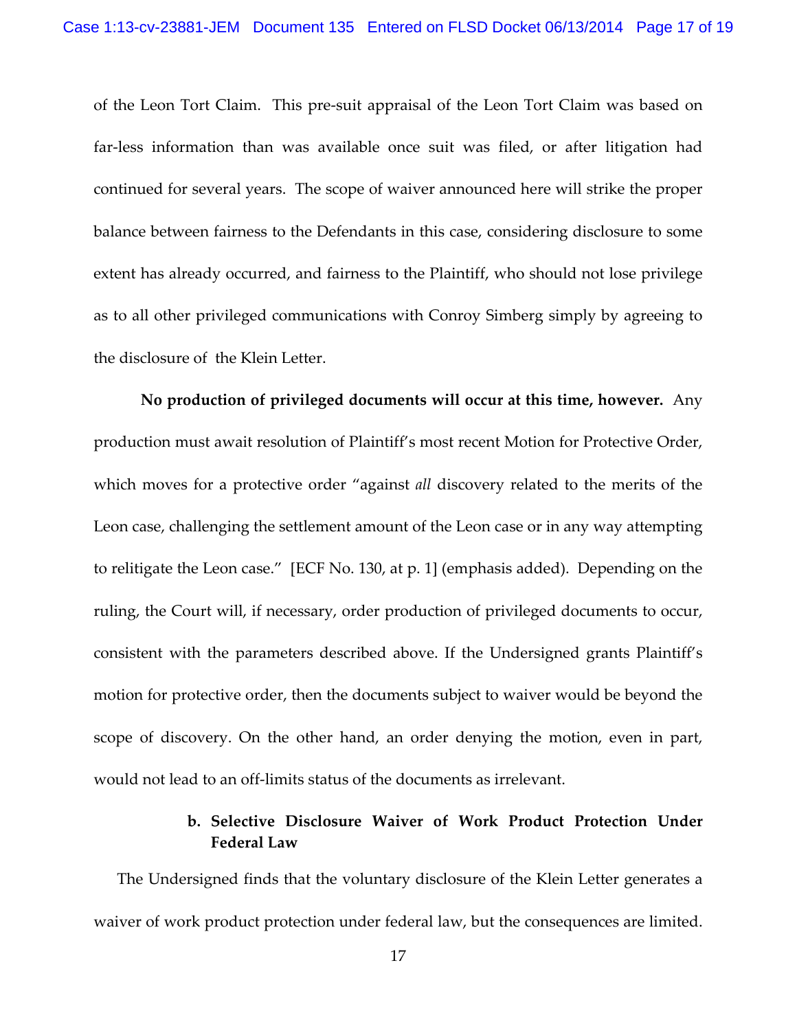of the Leon Tort Claim. This pre-suit appraisal of the Leon Tort Claim was based on far-less information than was available once suit was filed, or after litigation had continued for several years. The scope of waiver announced here will strike the proper balance between fairness to the Defendants in this case, considering disclosure to some extent has already occurred, and fairness to the Plaintiff, who should not lose privilege as to all other privileged communications with Conroy Simberg simply by agreeing to the disclosure of the Klein Letter.

**No production of privileged documents will occur at this time, however.** Any production must await resolution of Plaintiff's most recent Motion for Protective Order, which moves for a protective order "against *all* discovery related to the merits of the Leon case, challenging the settlement amount of the Leon case or in any way attempting to relitigate the Leon case." [ECF No. 130, at p. 1] (emphasis added). Depending on the ruling, the Court will, if necessary, order production of privileged documents to occur, consistent with the parameters described above. If the Undersigned grants Plaintiff's motion for protective order, then the documents subject to waiver would be beyond the scope of discovery. On the other hand, an order denying the motion, even in part, would not lead to an off-limits status of the documents as irrelevant.

**b. Selective Disclosure Waiver of Work Product Protection Under Federal Law**

The Undersigned finds that the voluntary disclosure of the Klein Letter generates a waiver of work product protection under federal law, but the consequences are limited.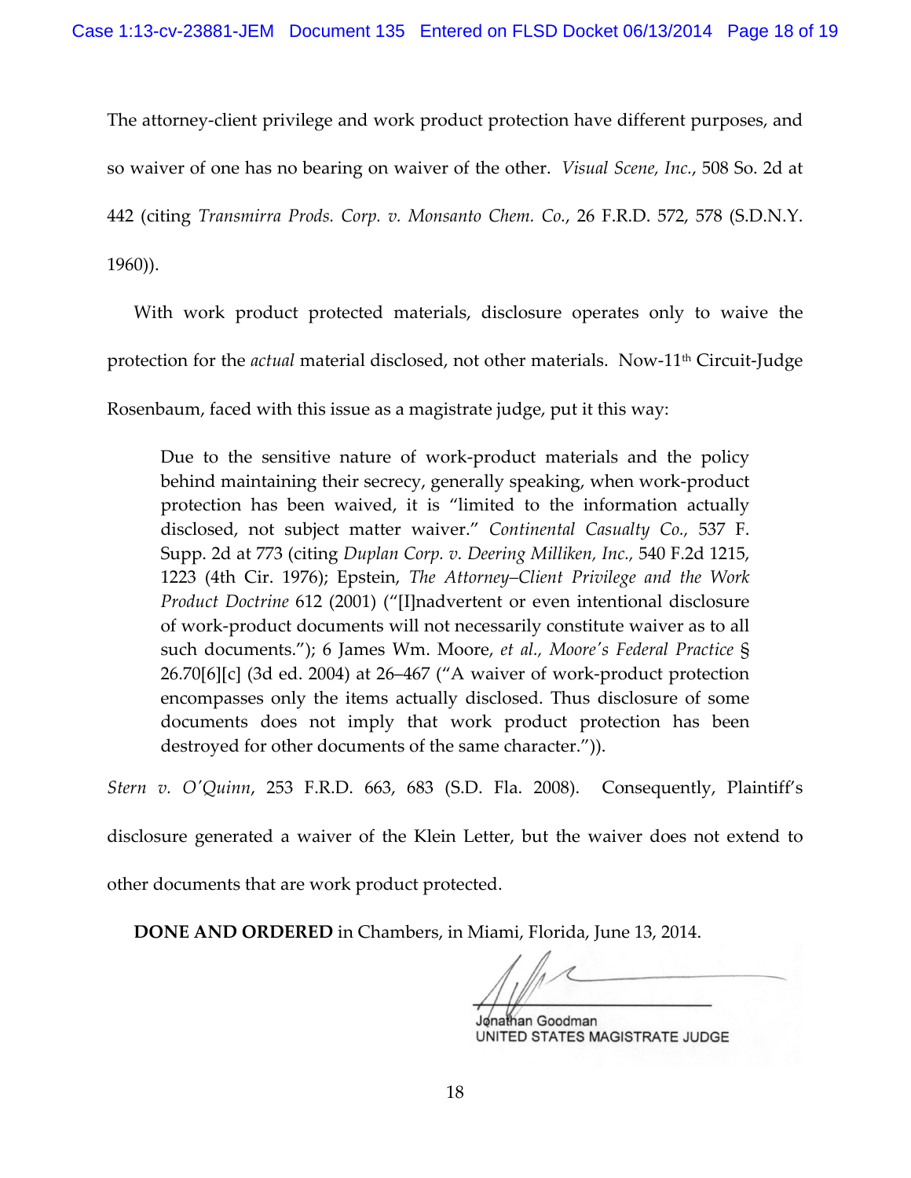The attorney-client privilege and work product protection have different purposes, and so waiver of one has no bearing on waiver of the other. *Visual Scene, Inc.*, 508 So. 2d at 442 (citing *Transmirra Prods. Corp. v. Monsanto Chem. Co.*, 26 F.R.D. 572, 578 (S.D.N.Y. 1960)).

With work product protected materials, disclosure operates only to waive the protection for the *actual* material disclosed, not other materials. Now-11th Circuit-Judge Rosenbaum, faced with this issue as a magistrate judge, put it this way:

> Due to the sensitive nature of work-product materials and the policy behind maintaining their secrecy, generally speaking, when work-product protection has been waived, it is "limited to the information actually disclosed, not subject matter waiver." *Continental Casualty Co.*, 537 F. Supp. 2d at 773 (citing *Duplan Corp. v. Deering Milliken, Inc.*, 540 F.2d 1215, 1223 (4th Cir. 1976); Epstein, *The Attorney–Client Privilege and the Work Product Doctrine* 612 (2001) ("[I]nadvertent or even intentional disclosure of work-product documents will not necessarily constitute waiver as to all such documents."); 6 James Wm. Moore, *et al., Moore's Federal Practice* § 26.70[6][c] (3d ed. 2004) at 26–467 ("A waiver of work-product protection encompasses only the items actually disclosed. Thus disclosure of some documents does not imply that work product protection has been destroyed for other documents of the same character.")).

*Stern v. O'Quinn*, 253 F.R.D. 663, 683 (S.D. Fla. 2008). Consequently, Plaintiff's disclosure generated a waiver of the Klein Letter, but the waiver does not extend to other documents that are work product protected.

**DONE AND ORDERED** in Chambers, in Miami, Florida, June 13, 2014.

Jonathan Goodman
UNITED STATES MAGISTRATE JUDGE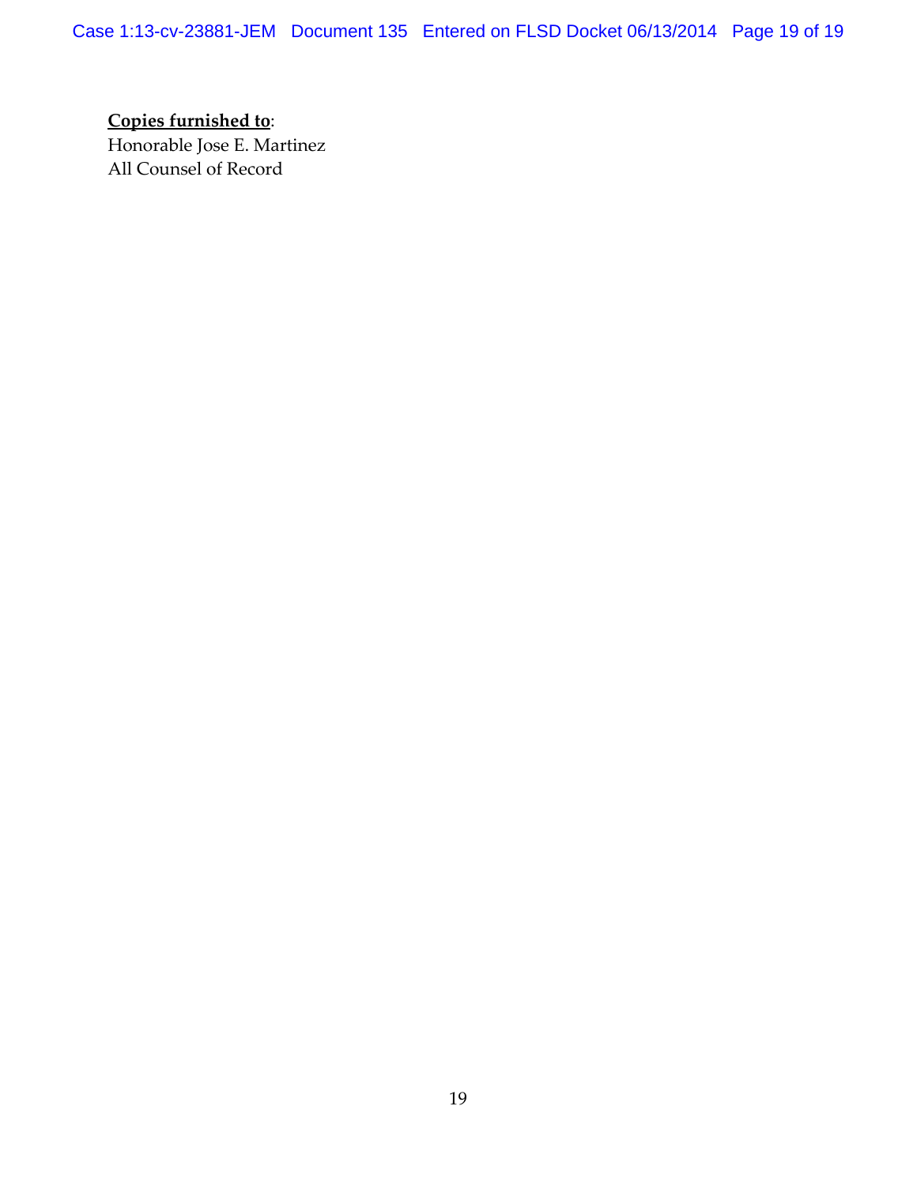**<u>Copies furnished to</u>**:
Honorable Jose E. Martinez
All Counsel of Record